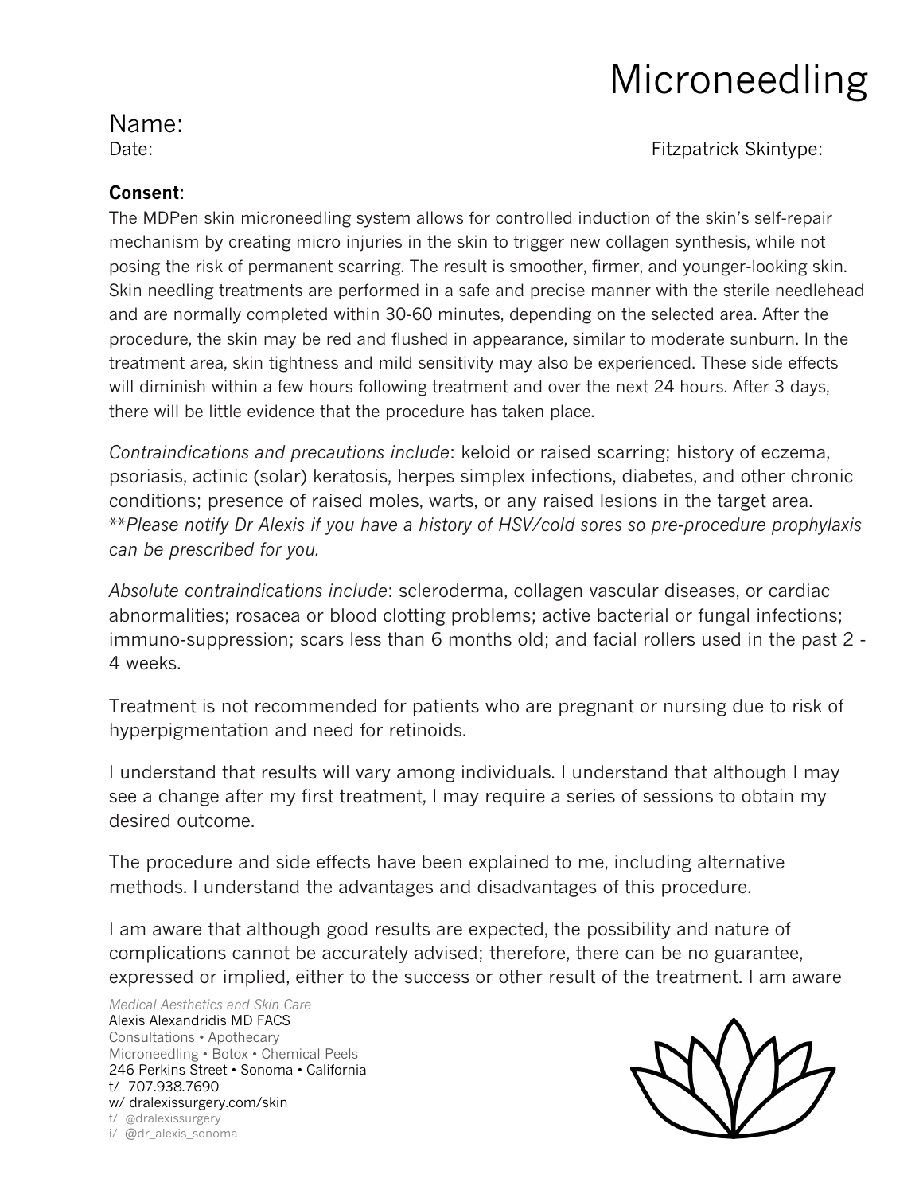# Microneedling

Name:

Date: Fitzpatrick Skintype:

**Consent**:

The MDPen skin microneedling system allows for controlled induction of the skin's self-repair mechanism by creating micro injuries in the skin to trigger new collagen synthesis, while not posing the risk of permanent scarring. The result is smoother, firmer, and younger-looking skin. Skin needling treatments are performed in a safe and precise manner with the sterile needlehead and are normally completed within 30-60 minutes, depending on the selected area. After the procedure, the skin may be red and flushed in appearance, similar to moderate sunburn. In the treatment area, skin tightness and mild sensitivity may also be experienced. These side effects will diminish within a few hours following treatment and over the next 24 hours. After 3 days, there will be little evidence that the procedure has taken place.

*Contraindications and precautions include*: keloid or raised scarring; history of eczema, psoriasis, actinic (solar) keratosis, herpes simplex infections, diabetes, and other chronic conditions; presence of raised moles, warts, or any raised lesions in the target area. ***Please notify Dr Alexis if you have a history of HSV/cold sores so pre-procedure prophylaxis can be prescribed for you.*

*Absolute contraindications include*: scleroderma, collagen vascular diseases, or cardiac abnormalities; rosacea or blood clotting problems; active bacterial or fungal infections; immuno-suppression; scars less than 6 months old; and facial rollers used in the past 2 - 4 weeks.

Treatment is not recommended for patients who are pregnant or nursing due to risk of hyperpigmentation and need for retinoids.

I understand that results will vary among individuals. I understand that although I may see a change after my first treatment, I may require a series of sessions to obtain my desired outcome.

The procedure and side effects have been explained to me, including alternative methods. I understand the advantages and disadvantages of this procedure.

I am aware that although good results are expected, the possibility and nature of complications cannot be accurately advised; therefore, there can be no guarantee, expressed or implied, either to the success or other result of the treatment. I am aware

*Medical Aesthetics and Skin Care*
Alexis Alexandridis MD FACS
Consultations • Apothecary
Microneedling • Botox • Chemical Peels
246 Perkins Street • Sonoma • California
t/ 707.938.7690
w/ dralexissurgery.com/skin
f/ @dralexissurgery
i/ @dr_alexis_sonoma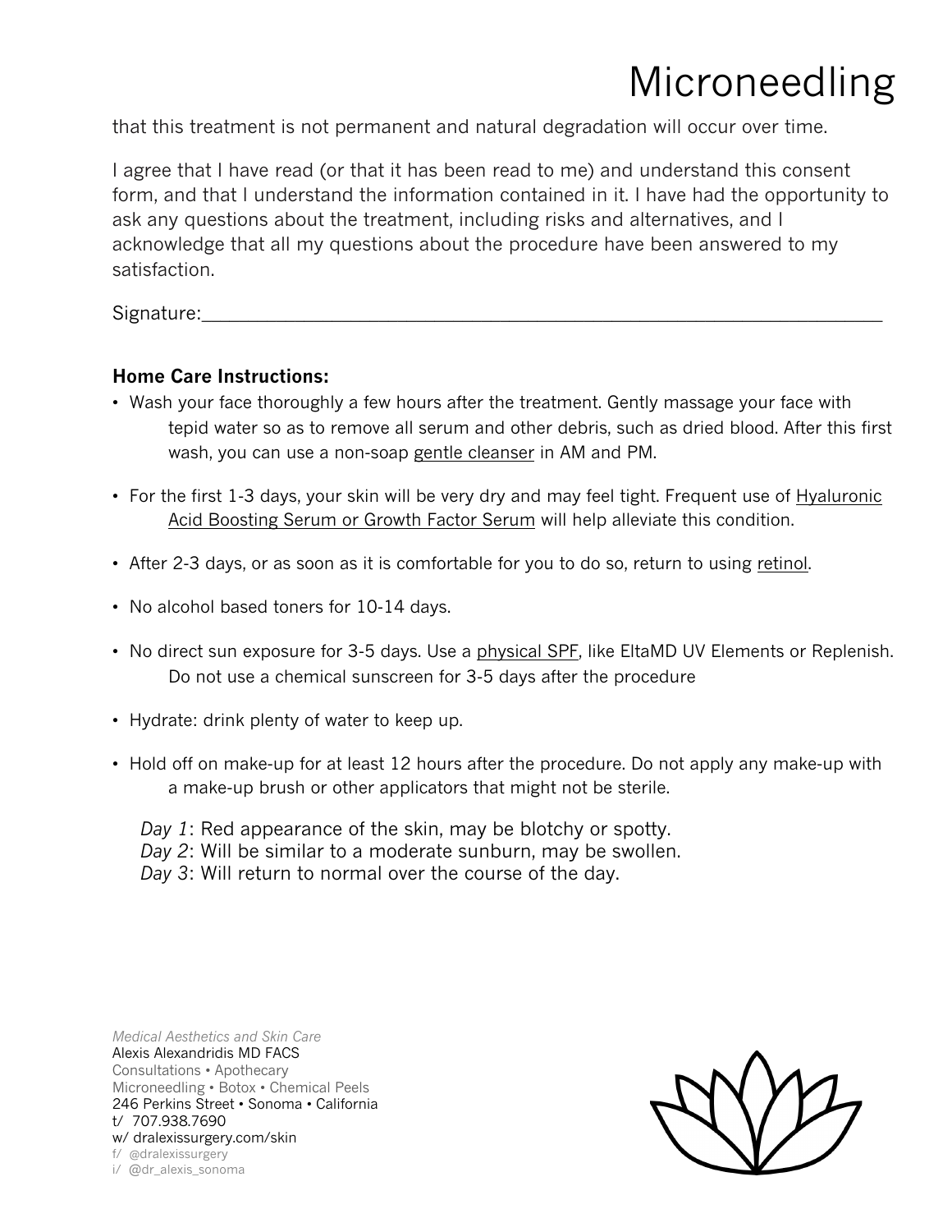that this treatment is not permanent and natural degradation will occur over time.

I agree that I have read (or that it has been read to me) and understand this consent form, and that I understand the information contained in it. I have had the opportunity to ask any questions about the treatment, including risks and alternatives, and I acknowledge that all my questions about the procedure have been answered to my satisfaction.

Signature:___________________________________________________________________

**Home Care Instructions:**

- Wash your face thoroughly a few hours after the treatment. Gently massage your face with tepid water so as to remove all serum and other debris, such as dried blood. After this first wash, you can use a non-soap gentle cleanser in AM and PM.
- For the first 1-3 days, your skin will be very dry and may feel tight. Frequent use of Hyaluronic Acid Boosting Serum or Growth Factor Serum will help alleviate this condition.
- After 2-3 days, or as soon as it is comfortable for you to do so, return to using retinol.
- No alcohol based toners for 10-14 days.
- No direct sun exposure for 3-5 days. Use a physical SPF, like EltaMD UV Elements or Replenish. Do not use a chemical sunscreen for 3-5 days after the procedure
- Hydrate: drink plenty of water to keep up.
- Hold off on make-up for at least 12 hours after the procedure. Do not apply any make-up with a make-up brush or other applicators that might not be sterile.

*Day 1*: Red appearance of the skin, may be blotchy or spotty.
*Day 2*: Will be similar to a moderate sunburn, may be swollen.
*Day 3*: Will return to normal over the course of the day.

*Medical Aesthetics and Skin Care*
Alexis Alexandridis MD FACS
Consultations • Apothecary
Microneedling • Botox • Chemical Peels
246 Perkins Street • Sonoma • California
t/ 707.938.7690
w/ dralexissurgery.com/skin
f/ @dralexissurgery
i/ @dr_alexis_sonoma